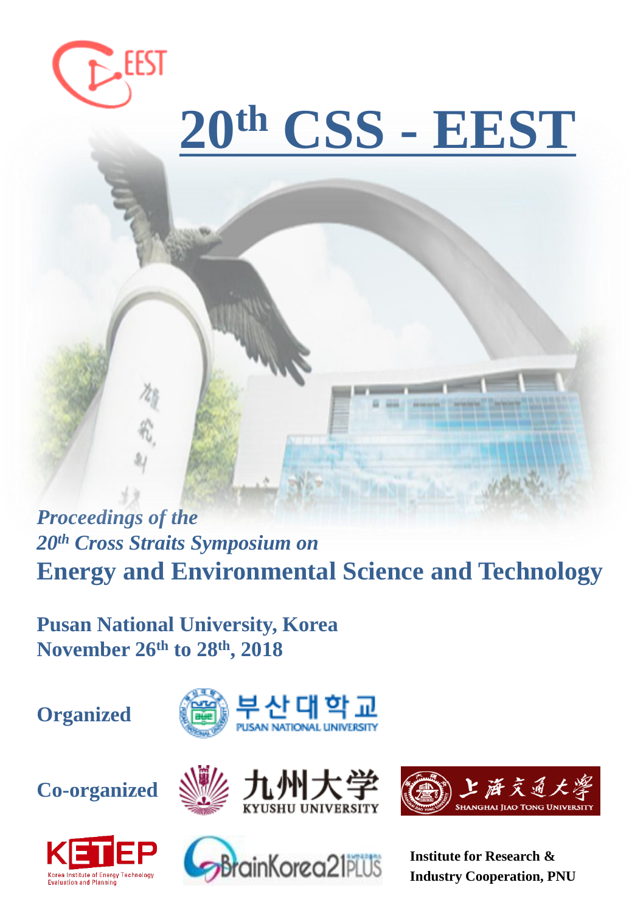# 20th CSS - EEST

*Proceedings of the*
*20th Cross Straits Symposium on*
**Energy and Environmental Science and Technology**

**Pusan National University, Korea**
**November 26th to 28th, 2018**

**Organized**

부산대학교
PUSAN NATIONAL UNIVERSITY

**Co-organized**

九州大学
KYUSHU UNIVERSITY

上海交通大學
SHANGHAI JIAO TONG UNIVERSITY

KETEP
Korea Institute of Energy Technology Evaluation and Planning

BrainKorea21PLUS

**Institute for Research & Industry Cooperation, PNU**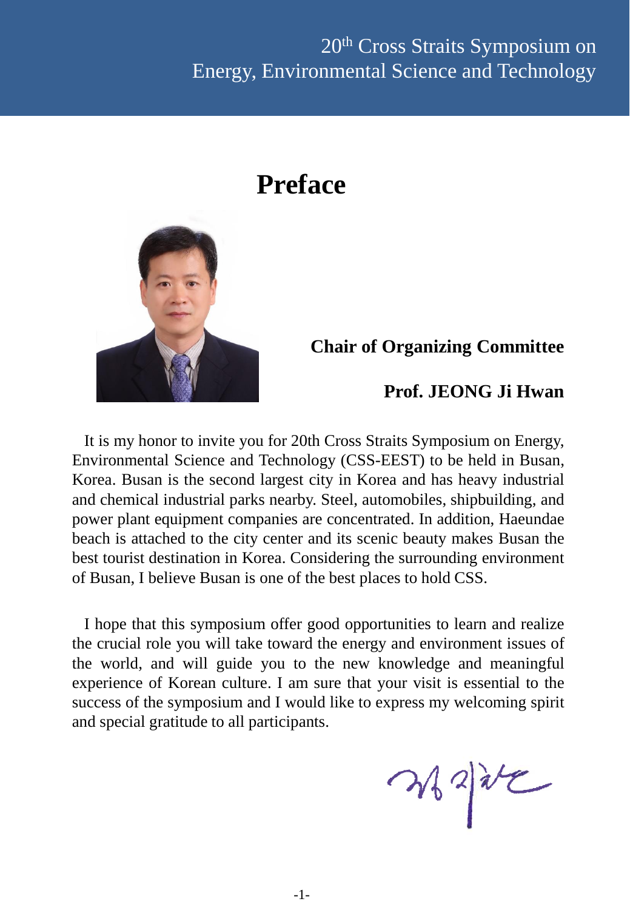# Preface

**Chair of Organizing Committee**

**Prof. JEONG Ji Hwan**

It is my honor to invite you for 20th Cross Straits Symposium on Energy, Environmental Science and Technology (CSS-EEST) to be held in Busan, Korea. Busan is the second largest city in Korea and has heavy industrial and chemical industrial parks nearby. Steel, automobiles, shipbuilding, and power plant equipment companies are concentrated. In addition, Haeundae beach is attached to the city center and its scenic beauty makes Busan the best tourist destination in Korea. Considering the surrounding environment of Busan, I believe Busan is one of the best places to hold CSS.

I hope that this symposium offer good opportunities to learn and realize the crucial role you will take toward the energy and environment issues of the world, and will guide you to the new knowledge and meaningful experience of Korean culture. I am sure that your visit is essential to the success of the symposium and I would like to express my welcoming spirit and special gratitude to all participants.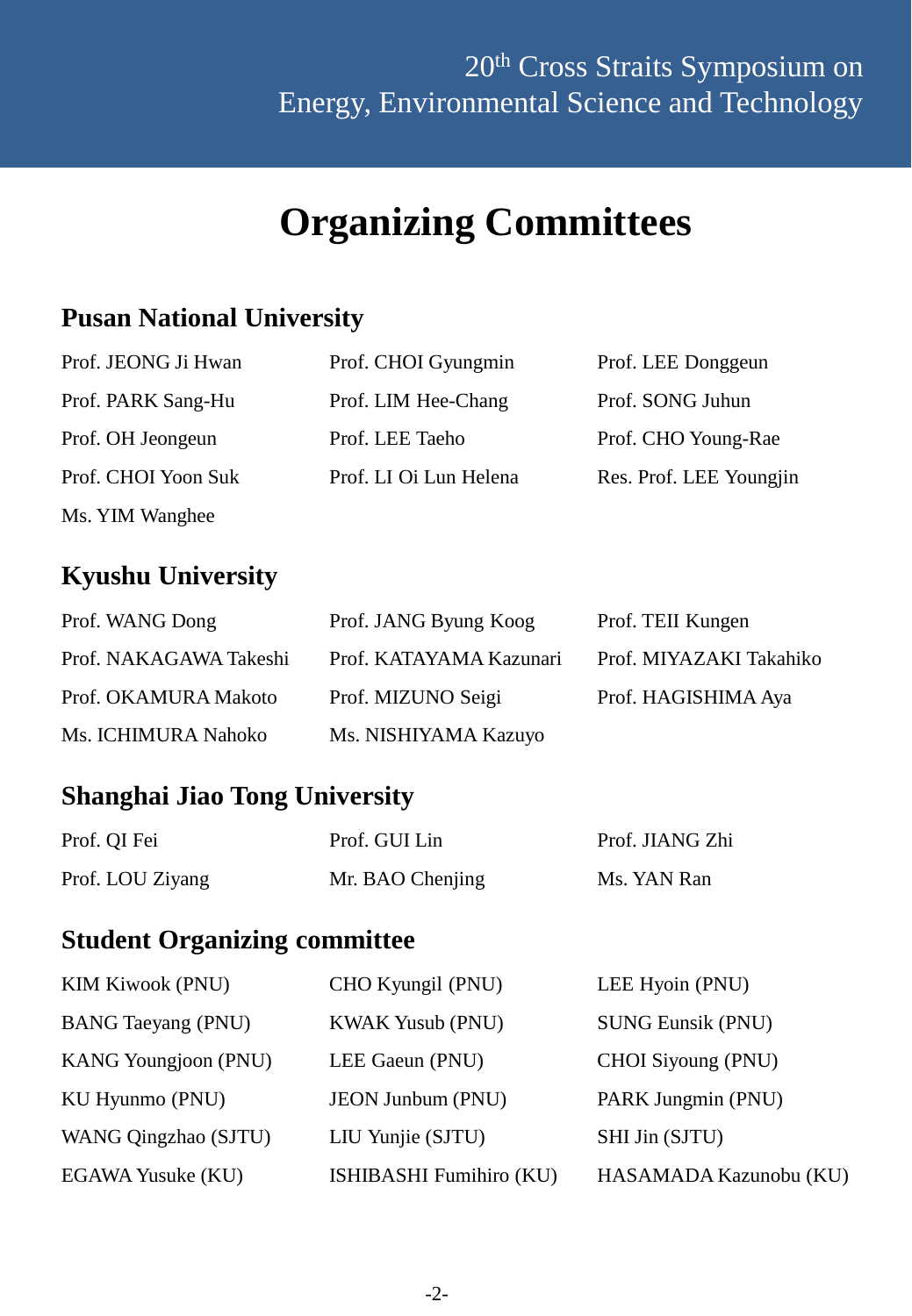# Organizing Committees

## Pusan National University

Prof. JEONG Ji Hwan
Prof. CHOI Gyungmin
Prof. LEE Donggeun
Prof. PARK Sang-Hu
Prof. LIM Hee-Chang
Prof. SONG Juhun
Prof. OH Jeongeun
Prof. LEE Taeho
Prof. CHO Young-Rae
Prof. CHOI Yoon Suk
Prof. LI Oi Lun Helena
Res. Prof. LEE Youngjin
Ms. YIM Wanghee

## Kyushu University

Prof. WANG Dong
Prof. JANG Byung Koog
Prof. TEII Kungen
Prof. NAKAGAWA Takeshi
Prof. KATAYAMA Kazunari
Prof. MIYAZAKI Takahiko
Prof. OKAMURA Makoto
Prof. MIZUNO Seigi
Prof. HAGISHIMA Aya
Ms. ICHIMURA Nahoko
Ms. NISHIYAMA Kazuyo

## Shanghai Jiao Tong University

Prof. QI Fei
Prof. GUI Lin
Prof. JIANG Zhi
Prof. LOU Ziyang
Mr. BAO Chenjing
Ms. YAN Ran

## Student Organizing committee

KIM Kiwook (PNU)
CHO Kyungil (PNU)
LEE Hyoin (PNU)
BANG Taeyang (PNU)
KWAK Yusub (PNU)
SUNG Eunsik (PNU)
KANG Youngjoon (PNU)
LEE Gaeun (PNU)
CHOI Siyoung (PNU)
KU Hyunmo (PNU)
JEON Junbum (PNU)
PARK Jungmin (PNU)
WANG Qingzhao (SJTU)
LIU Yunjie (SJTU)
SHI Jin (SJTU)
EGAWA Yusuke (KU)
ISHIBASHI Fumihiro (KU)
HASAMADA Kazunobu (KU)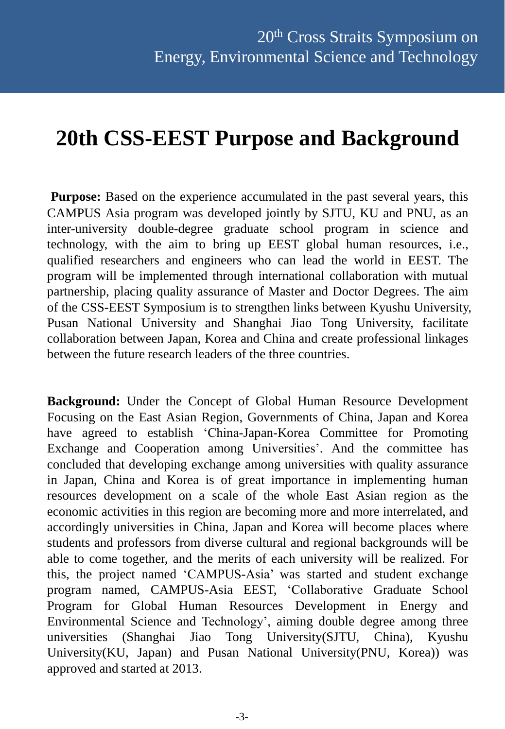# 20th CSS-EEST Purpose and Background

**Purpose:** Based on the experience accumulated in the past several years, this CAMPUS Asia program was developed jointly by SJTU, KU and PNU, as an inter-university double-degree graduate school program in science and technology, with the aim to bring up EEST global human resources, i.e., qualified researchers and engineers who can lead the world in EEST. The program will be implemented through international collaboration with mutual partnership, placing quality assurance of Master and Doctor Degrees. The aim of the CSS-EEST Symposium is to strengthen links between Kyushu University, Pusan National University and Shanghai Jiao Tong University, facilitate collaboration between Japan, Korea and China and create professional linkages between the future research leaders of the three countries.

**Background:** Under the Concept of Global Human Resource Development Focusing on the East Asian Region, Governments of China, Japan and Korea have agreed to establish 'China-Japan-Korea Committee for Promoting Exchange and Cooperation among Universities'. And the committee has concluded that developing exchange among universities with quality assurance in Japan, China and Korea is of great importance in implementing human resources development on a scale of the whole East Asian region as the economic activities in this region are becoming more and more interrelated, and accordingly universities in China, Japan and Korea will become places where students and professors from diverse cultural and regional backgrounds will be able to come together, and the merits of each university will be realized. For this, the project named 'CAMPUS-Asia' was started and student exchange program named, CAMPUS-Asia EEST, 'Collaborative Graduate School Program for Global Human Resources Development in Energy and Environmental Science and Technology', aiming double degree among three universities (Shanghai Jiao Tong University(SJTU, China), Kyushu University(KU, Japan) and Pusan National University(PNU, Korea)) was approved and started at 2013.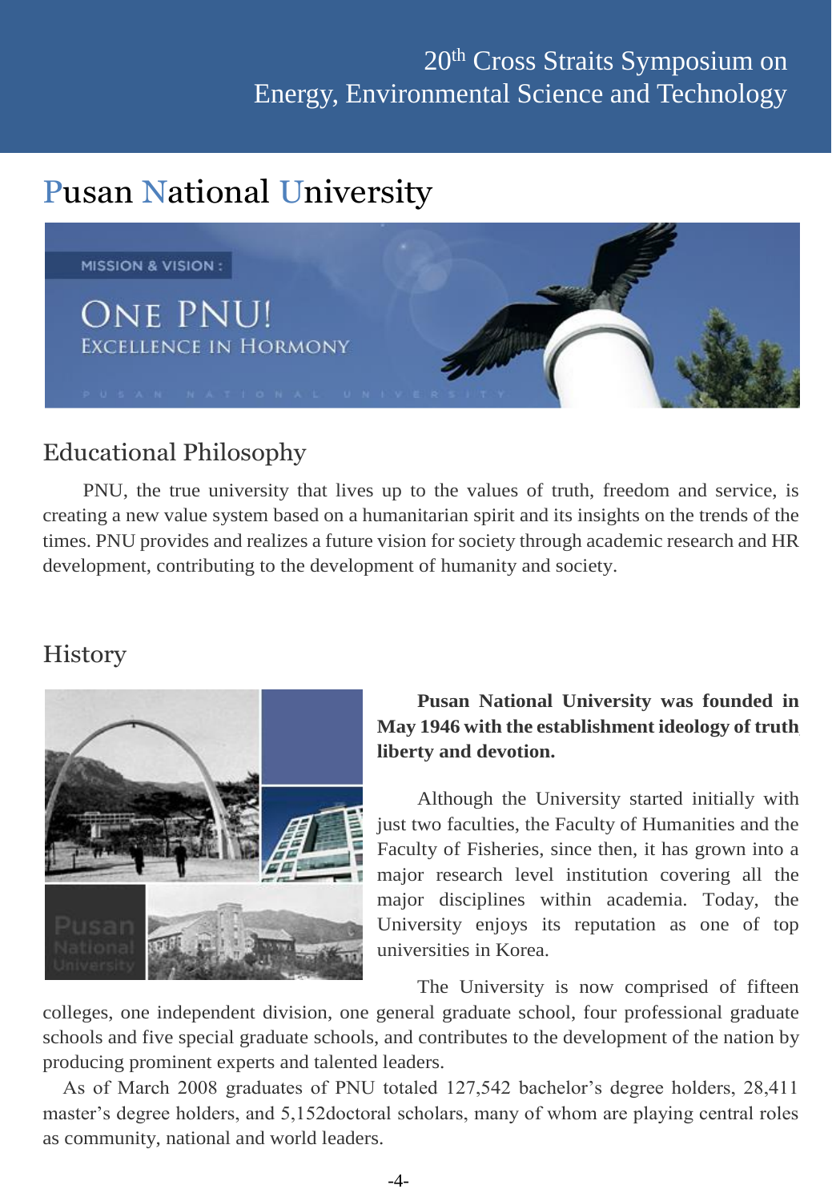# Pusan National University

MISSION & VISION :

ONE PNU!

EXCELLENCE IN HORMONY

## Educational Philosophy

PNU, the true university that lives up to the values of truth, freedom and service, is creating a new value system based on a humanitarian spirit and its insights on the trends of the times. PNU provides and realizes a future vision for society through academic research and HR development, contributing to the development of humanity and society.

## History

**Pusan National University was founded in May 1946 with the establishment ideology of truth liberty and devotion.**

Although the University started initially with just two faculties, the Faculty of Humanities and the Faculty of Fisheries, since then, it has grown into a major research level institution covering all the major disciplines within academia. Today, the University enjoys its reputation as one of top universities in Korea.

The University is now comprised of fifteen colleges, one independent division, one general graduate school, four professional graduate schools and five special graduate schools, and contributes to the development of the nation by producing prominent experts and talented leaders.

As of March 2008 graduates of PNU totaled 127,542 bachelor's degree holders, 28,411 master's degree holders, and 5,152doctoral scholars, many of whom are playing central roles as community, national and world leaders.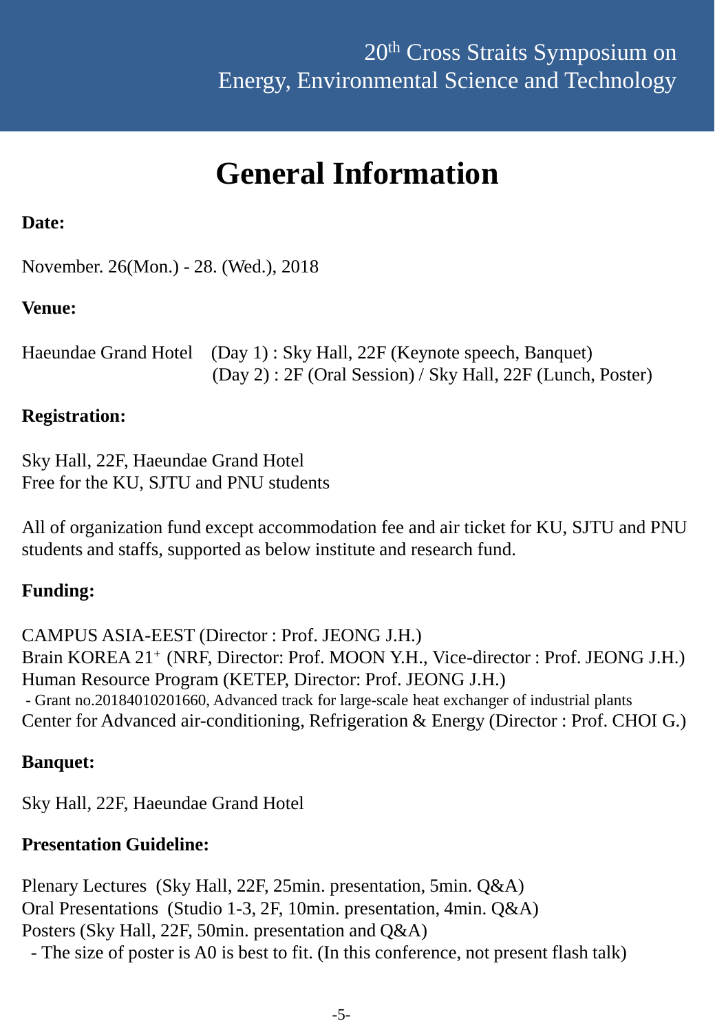# General Information

**Date:**

November. 26(Mon.) - 28. (Wed.), 2018

**Venue:**

Haeundae Grand Hotel (Day 1) : Sky Hall, 22F (Keynote speech, Banquet)
(Day 2) : 2F (Oral Session) / Sky Hall, 22F (Lunch, Poster)

**Registration:**

Sky Hall, 22F, Haeundae Grand Hotel
Free for the KU, SJTU and PNU students

All of organization fund except accommodation fee and air ticket for KU, SJTU and PNU students and staffs, supported as below institute and research fund.

**Funding:**

CAMPUS ASIA-EEST (Director : Prof. JEONG J.H.)
Brain KOREA 21$^{+}$ (NRF, Director: Prof. MOON Y.H., Vice-director : Prof. JEONG J.H.)
Human Resource Program (KETEP, Director: Prof. JEONG J.H.)
- Grant no.20184010201660, Advanced track for large-scale heat exchanger of industrial plants

Center for Advanced air-conditioning, Refrigeration & Energy (Director : Prof. CHOI G.)

**Banquet:**

Sky Hall, 22F, Haeundae Grand Hotel

**Presentation Guideline:**

Plenary Lectures (Sky Hall, 22F, 25min. presentation, 5min. Q&A)
Oral Presentations (Studio 1-3, 2F, 10min. presentation, 4min. Q&A)
Posters (Sky Hall, 22F, 50min. presentation and Q&A)
- The size of poster is A0 is best to fit. (In this conference, not present flash talk)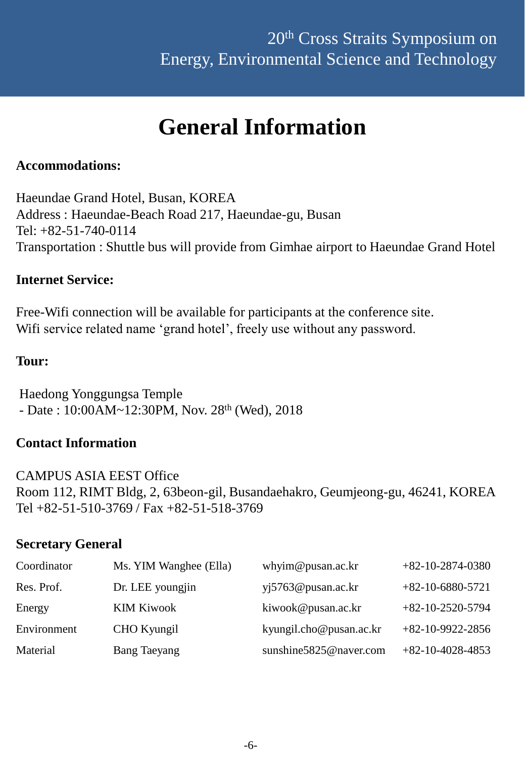# General Information

**Accommodations:**

Haeundae Grand Hotel, Busan, KOREA
Address : Haeundae-Beach Road 217, Haeundae-gu, Busan
Tel: +82-51-740-0114
Transportation : Shuttle bus will provide from Gimhae airport to Haeundae Grand Hotel

**Internet Service:**

Free-Wifi connection will be available for participants at the conference site.
Wifi service related name 'grand hotel', freely use without any password.

**Tour:**

Haedong Yonggungsa Temple
- Date : 10:00AM~12:30PM, Nov. 28th (Wed), 2018

**Contact Information**

CAMPUS ASIA EEST Office
Room 112, RIMT Bldg, 2, 63beon-gil, Busandaehakro, Geumjeong-gu, 46241, KOREA
Tel +82-51-510-3769 / Fax +82-51-518-3769

**Secretary General**

| | | | |
|---|---|---|---|
| Coordinator | Ms. YIM Wanghee (Ella) | whyim@pusan.ac.kr | +82-10-2874-0380 |
| Res. Prof. | Dr. LEE youngjin | yj5763@pusan.ac.kr | +82-10-6880-5721 |
| Energy | KIM Kiwook | kiwook@pusan.ac.kr | +82-10-2520-5794 |
| Environment | CHO Kyungil | kyungil.cho@pusan.ac.kr | +82-10-9922-2856 |
| Material | Bang Taeyang | sunshine5825@naver.com | +82-10-4028-4853 |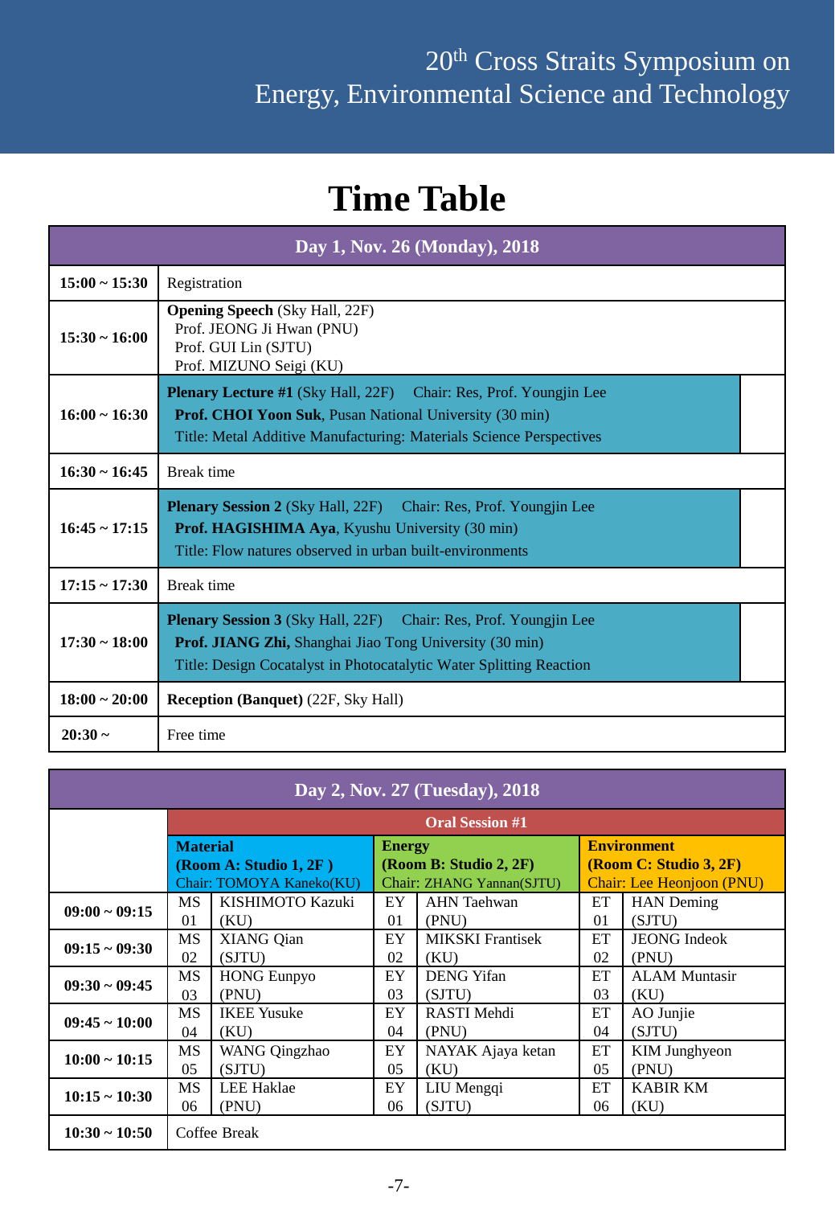20th Cross Straits Symposium on Energy, Environmental Science and Technology

# Time Table

| Day 1, Nov. 26 (Monday), 2018 | |
|---|---|
| **15:00 ~ 15:30** | Registration |
| **15:30 ~ 16:00** | **Opening Speech** (Sky Hall, 22F)<br>Prof. JEONG Ji Hwan (PNU)<br>Prof. GUI Lin (SJTU)<br>Prof. MIZUNO Seigi (KU) |
| **16:00 ~ 16:30** | **Plenary Lecture #1** (Sky Hall, 22F) Chair: Res, Prof. Youngjin Lee<br>**Prof. CHOI Yoon Suk**, Pusan National University (30 min)<br>Title: Metal Additive Manufacturing: Materials Science Perspectives |
| **16:30 ~ 16:45** | Break time |
| **16:45 ~ 17:15** | **Plenary Session 2** (Sky Hall, 22F) Chair: Res, Prof. Youngjin Lee<br>**Prof. HAGISHIMA Aya**, Kyushu University (30 min)<br>Title: Flow natures observed in urban built-environments |
| **17:15 ~ 17:30** | Break time |
| **17:30 ~ 18:00** | **Plenary Session 3** (Sky Hall, 22F) Chair: Res, Prof. Youngjin Lee<br>**Prof. JIANG Zhi,** Shanghai Jiao Tong University (30 min)<br>Title: Design Cocatalyst in Photocatalytic Water Splitting Reaction |
| **18:00 ~ 20:00** | **Reception (Banquet)** (22F, Sky Hall) |
| **20:30 ~** | Free time |

| Day 2, Nov. 27 (Tuesday), 2018 | | | | | | |
|---|---|---|---|---|---|---|
| | **Oral Session #1** | | | | | |
| | **Material (Room A: Studio 1, 2F )**<br>Chair: TOMOYA Kaneko(KU) | | **Energy (Room B: Studio 2, 2F)**<br>Chair: ZHANG Yannan(SJTU) | | **Environment (Room C: Studio 3, 2F)**<br>Chair: Lee Heonjoon (PNU) | |
| **09:00 ~ 09:15** | MS 01 | KISHIMOTO Kazuki (KU) | EY 01 | AHN Taehwan (PNU) | ET 01 | HAN Deming (SJTU) |
| **09:15 ~ 09:30** | MS 02 | XIANG Qian (SJTU) | EY 02 | MIKSKI Frantisek (KU) | ET 02 | JEONG Indeok (PNU) |
| **09:30 ~ 09:45** | MS 03 | HONG Eunpyo (PNU) | EY 03 | DENG Yifan (SJTU) | ET 03 | ALAM Muntasir (KU) |
| **09:45 ~ 10:00** | MS 04 | IKEE Yusuke (KU) | EY 04 | RASTI Mehdi (PNU) | ET 04 | AO Junjie (SJTU) |
| **10:00 ~ 10:15** | MS 05 | WANG Qingzhao (SJTU) | EY 05 | NAYAK Ajaya ketan (KU) | ET 05 | KIM Junghyeon (PNU) |
| **10:15 ~ 10:30** | MS 06 | LEE Haklae (PNU) | EY 06 | LIU Mengqi (SJTU) | ET 06 | KABIR KM (KU) |
| **10:30 ~ 10:50** | Coffee Break | | | | | |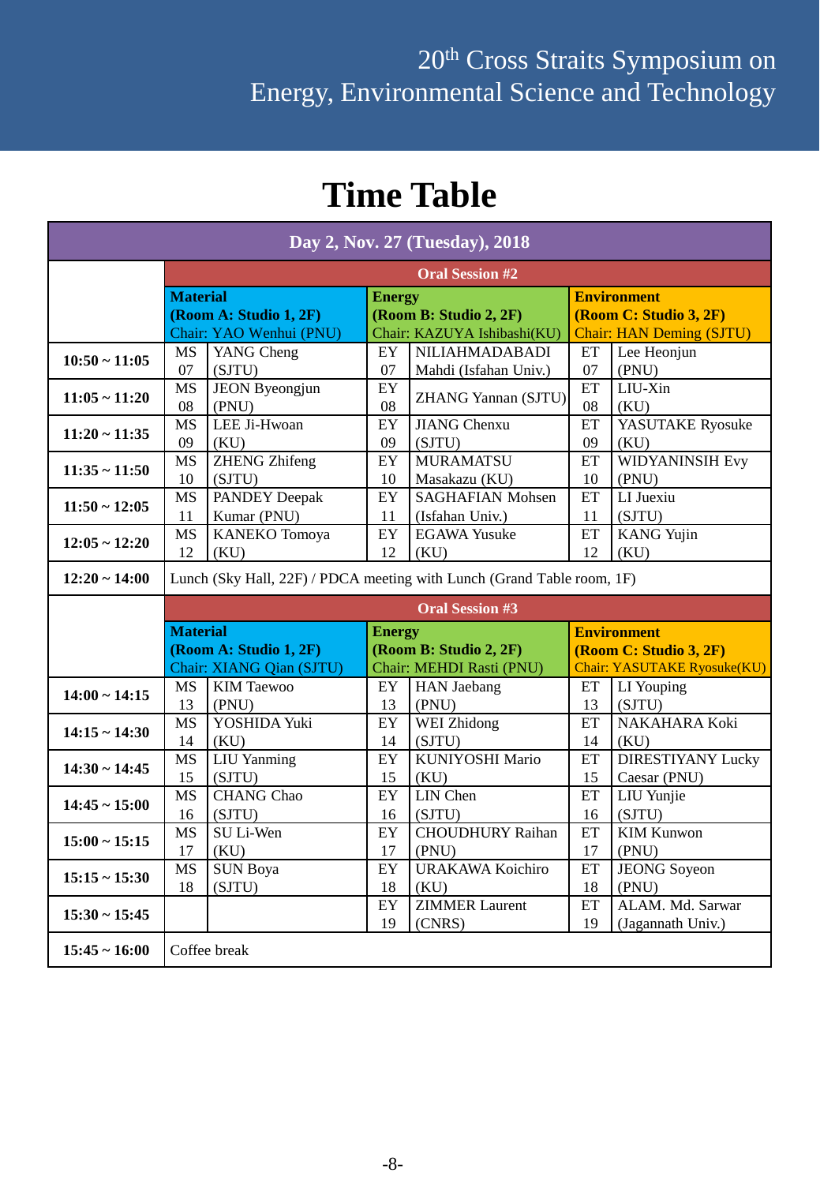# 20th Cross Straits Symposium on Energy, Environmental Science and Technology

# Time Table

| Day 2, Nov. 27 (Tuesday), 2018 | | | | | | |
|---|---|---|---|---|---|---|
| | **Oral Session #2** | | | | | |
| | **Material (Room A: Studio 1, 2F)** Chair: YAO Wenhui (PNU) | | **Energy (Room B: Studio 2, 2F)** Chair: KAZUYA Ishibashi(KU) | | **Environment (Room C: Studio 3, 2F)** Chair: HAN Deming (SJTU) | |
| **10:50 ~ 11:05** | MS 07 | YANG Cheng (SJTU) | EY 07 | NILIAHMADABADI Mahdi (Isfahan Univ.) | ET 07 | Lee Heonjun (PNU) |
| **11:05 ~ 11:20** | MS 08 | JEON Byeongjun (PNU) | EY 08 | ZHANG Yannan (SJTU) | ET 08 | LIU-Xin (KU) |
| **11:20 ~ 11:35** | MS 09 | LEE Ji-Hwoan (KU) | EY 09 | JIANG Chenxu (SJTU) | ET 09 | YASUTAKE Ryosuke (KU) |
| **11:35 ~ 11:50** | MS 10 | ZHENG Zhifeng (SJTU) | EY 10 | MURAMATSU Masakazu (KU) | ET 10 | WIDYANINSIH Evy (PNU) |
| **11:50 ~ 12:05** | MS 11 | PANDEY Deepak Kumar (PNU) | EY 11 | SAGHAFIAN Mohsen (Isfahan Univ.) | ET 11 | LI Juexiu (SJTU) |
| **12:05 ~ 12:20** | MS 12 | KANEKO Tomoya (KU) | EY 12 | EGAWA Yusuke (KU) | ET 12 | KANG Yujin (KU) |
| **12:20 ~ 14:00** | Lunch (Sky Hall, 22F) / PDCA meeting with Lunch (Grand Table room, 1F) | | | | | |
| | **Oral Session #3** | | | | | |
| | **Material (Room A: Studio 1, 2F)** Chair: XIANG Qian (SJTU) | | **Energy (Room B: Studio 2, 2F)** Chair: MEHDI Rasti (PNU) | | **Environment (Room C: Studio 3, 2F)** Chair: YASUTAKE Ryosuke(KU) | |
| **14:00 ~ 14:15** | MS 13 | KIM Taewoo (PNU) | EY 13 | HAN Jaebang (PNU) | ET 13 | LI Youping (SJTU) |
| **14:15 ~ 14:30** | MS 14 | YOSHIDA Yuki (KU) | EY 14 | WEI Zhidong (SJTU) | ET 14 | NAKAHARA Koki (KU) |
| **14:30 ~ 14:45** | MS 15 | LIU Yanming (SJTU) | EY 15 | KUNIYOSHI Mario (KU) | ET 15 | DIRESTIYANY Lucky Caesar (PNU) |
| **14:45 ~ 15:00** | MS 16 | CHANG Chao (SJTU) | EY 16 | LIN Chen (SJTU) | ET 16 | LIU Yunjie (SJTU) |
| **15:00 ~ 15:15** | MS 17 | SU Li-Wen (KU) | EY 17 | CHOUDHURY Raihan (PNU) | ET 17 | KIM Kunwon (PNU) |
| **15:15 ~ 15:30** | MS 18 | SUN Boya (SJTU) | EY 18 | URAKAWA Koichiro (KU) | ET 18 | JEONG Soyeon (PNU) |
| **15:30 ~ 15:45** | | | EY 19 | ZIMMER Laurent (CNRS) | ET 19 | ALAM. Md. Sarwar (Jagannath Univ.) |
| **15:45 ~ 16:00** | Coffee break | | | | | |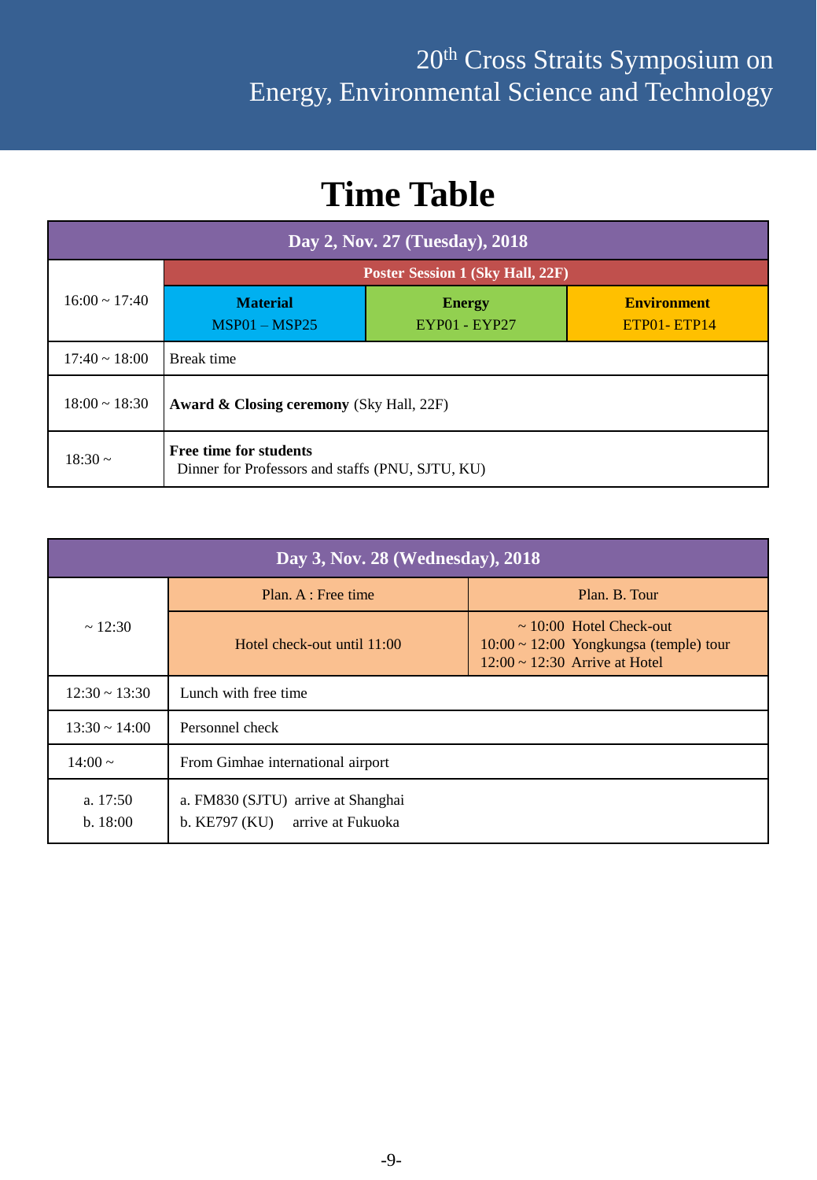# Time Table

| Day 2, Nov. 27 (Tuesday), 2018 | | | |
|---|---|---|---|
| 16:00 ~ 17:40 | Poster Session 1 (Sky Hall, 22F) | | |
| | **Material** MSP01 – MSP25 | **Energy** EYP01 - EYP27 | **Environment** ETP01- ETP14 |
| 17:40 ~ 18:00 | Break time | | |
| 18:00 ~ 18:30 | **Award & Closing ceremony** (Sky Hall, 22F) | | |
| 18:30 ~ | **Free time for students** Dinner for Professors and staffs (PNU, SJTU, KU) | | |

| Day 3, Nov. 28 (Wednesday), 2018 | | |
|---|---|---|
| ~ 12:30 | Plan. A : Free time | Plan. B. Tour |
| | Hotel check-out until 11:00 | ~ 10:00 Hotel Check-out<br>10:00 ~ 12:00 Yongkungsa (temple) tour<br>12:00 ~ 12:30 Arrive at Hotel |
| 12:30 ~ 13:30 | Lunch with free time | |
| 13:30 ~ 14:00 | Personnel check | |
| 14:00 ~ | From Gimhae international airport | |
| a. 17:50<br>b. 18:00 | a. FM830 (SJTU) arrive at Shanghai<br>b. KE797 (KU) arrive at Fukuoka | |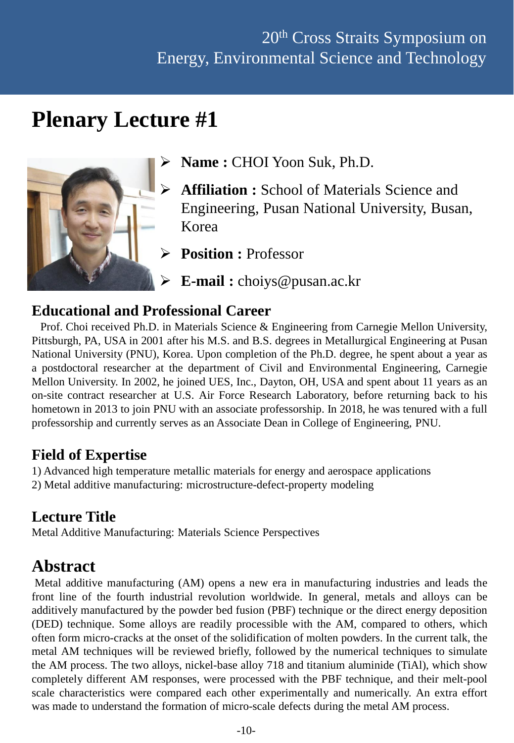# Plenary Lecture #1

- **Name :** CHOI Yoon Suk, Ph.D.
- **Affiliation :** School of Materials Science and Engineering, Pusan National University, Busan, Korea
- **Position :** Professor
- **E-mail :** choiys@pusan.ac.kr

## Educational and Professional Career

Prof. Choi received Ph.D. in Materials Science & Engineering from Carnegie Mellon University, Pittsburgh, PA, USA in 2001 after his M.S. and B.S. degrees in Metallurgical Engineering at Pusan National University (PNU), Korea. Upon completion of the Ph.D. degree, he spent about a year as a postdoctoral researcher at the department of Civil and Environmental Engineering, Carnegie Mellon University. In 2002, he joined UES, Inc., Dayton, OH, USA and spent about 11 years as an on-site contract researcher at U.S. Air Force Research Laboratory, before returning back to his hometown in 2013 to join PNU with an associate professorship. In 2018, he was tenured with a full professorship and currently serves as an Associate Dean in College of Engineering, PNU.

## Field of Expertise

1) Advanced high temperature metallic materials for energy and aerospace applications
2) Metal additive manufacturing: microstructure-defect-property modeling

## Lecture Title

Metal Additive Manufacturing: Materials Science Perspectives

## Abstract

Metal additive manufacturing (AM) opens a new era in manufacturing industries and leads the front line of the fourth industrial revolution worldwide. In general, metals and alloys can be additively manufactured by the powder bed fusion (PBF) technique or the direct energy deposition (DED) technique. Some alloys are readily processible with the AM, compared to others, which often form micro-cracks at the onset of the solidification of molten powders. In the current talk, the metal AM techniques will be reviewed briefly, followed by the numerical techniques to simulate the AM process. The two alloys, nickel-base alloy 718 and titanium aluminide (TiAl), which show completely different AM responses, were processed with the PBF technique, and their melt-pool scale characteristics were compared each other experimentally and numerically. An extra effort was made to understand the formation of micro-scale defects during the metal AM process.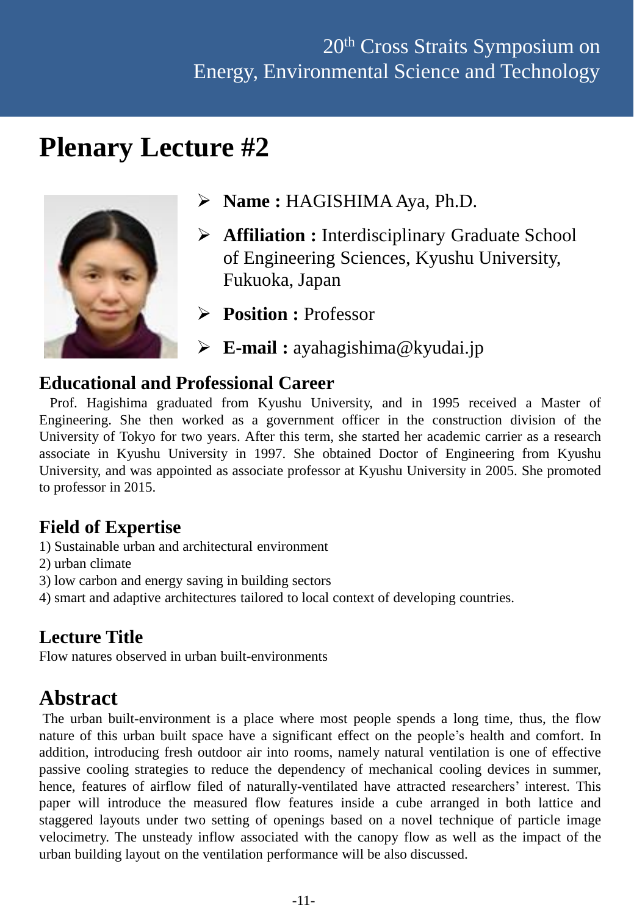# Plenary Lecture #2

- **Name :** HAGISHIMA Aya, Ph.D.
- **Affiliation :** Interdisciplinary Graduate School of Engineering Sciences, Kyushu University, Fukuoka, Japan
- **Position :** Professor
- **E-mail :** ayahagishima@kyudai.jp

## Educational and Professional Career

Prof. Hagishima graduated from Kyushu University, and in 1995 received a Master of Engineering. She then worked as a government officer in the construction division of the University of Tokyo for two years. After this term, she started her academic carrier as a research associate in Kyushu University in 1997. She obtained Doctor of Engineering from Kyushu University, and was appointed as associate professor at Kyushu University in 2005. She promoted to professor in 2015.

## Field of Expertise

1) Sustainable urban and architectural environment
2) urban climate
3) low carbon and energy saving in building sectors
4) smart and adaptive architectures tailored to local context of developing countries.

## Lecture Title

Flow natures observed in urban built-environments

## Abstract

The urban built-environment is a place where most people spends a long time, thus, the flow nature of this urban built space have a significant effect on the people's health and comfort. In addition, introducing fresh outdoor air into rooms, namely natural ventilation is one of effective passive cooling strategies to reduce the dependency of mechanical cooling devices in summer, hence, features of airflow filed of naturally-ventilated have attracted researchers' interest. This paper will introduce the measured flow features inside a cube arranged in both lattice and staggered layouts under two setting of openings based on a novel technique of particle image velocimetry. The unsteady inflow associated with the canopy flow as well as the impact of the urban building layout on the ventilation performance will be also discussed.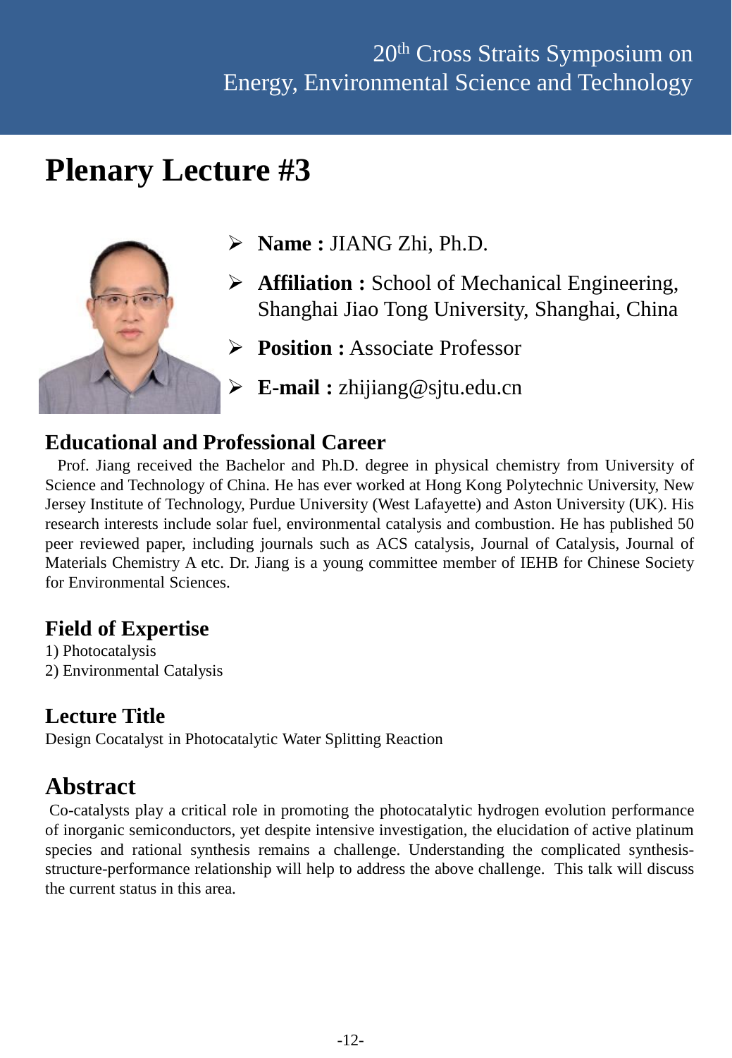# Plenary Lecture #3

- **Name :** JIANG Zhi, Ph.D.
- **Affiliation :** School of Mechanical Engineering, Shanghai Jiao Tong University, Shanghai, China
- **Position :** Associate Professor
- **E-mail :** zhijiang@sjtu.edu.cn

## Educational and Professional Career

Prof. Jiang received the Bachelor and Ph.D. degree in physical chemistry from University of Science and Technology of China. He has ever worked at Hong Kong Polytechnic University, New Jersey Institute of Technology, Purdue University (West Lafayette) and Aston University (UK). His research interests include solar fuel, environmental catalysis and combustion. He has published 50 peer reviewed paper, including journals such as ACS catalysis, Journal of Catalysis, Journal of Materials Chemistry A etc. Dr. Jiang is a young committee member of IEHB for Chinese Society for Environmental Sciences.

## Field of Expertise

1) Photocatalysis
2) Environmental Catalysis

## Lecture Title

Design Cocatalyst in Photocatalytic Water Splitting Reaction

## Abstract

Co-catalysts play a critical role in promoting the photocatalytic hydrogen evolution performance of inorganic semiconductors, yet despite intensive investigation, the elucidation of active platinum species and rational synthesis remains a challenge. Understanding the complicated synthesis-structure-performance relationship will help to address the above challenge. This talk will discuss the current status in this area.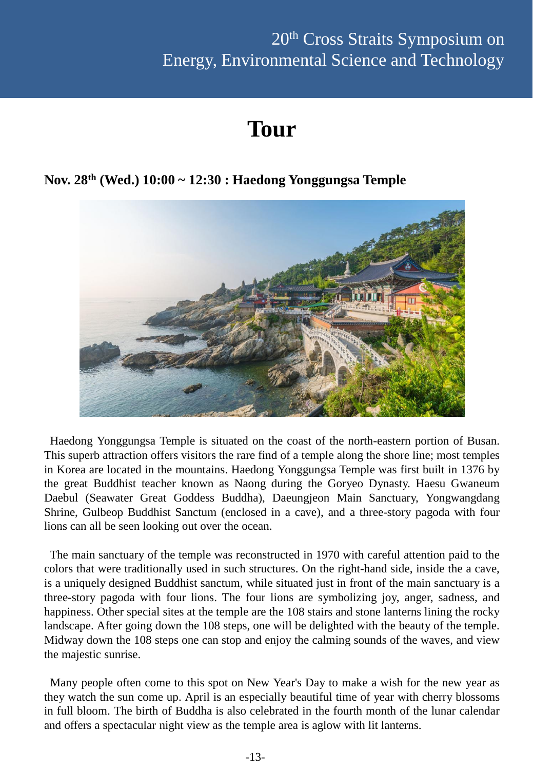# Tour

### Nov. 28th (Wed.) 10:00 ~ 12:30 : Haedong Yonggungsa Temple

Haedong Yonggungsa Temple is situated on the coast of the north-eastern portion of Busan. This superb attraction offers visitors the rare find of a temple along the shore line; most temples in Korea are located in the mountains. Haedong Yonggungsa Temple was first built in 1376 by the great Buddhist teacher known as Naong during the Goryeo Dynasty. Haesu Gwaneum Daebul (Seawater Great Goddess Buddha), Daeungjeon Main Sanctuary, Yongwangdang Shrine, Gulbeop Buddhist Sanctum (enclosed in a cave), and a three-story pagoda with four lions can all be seen looking out over the ocean.

The main sanctuary of the temple was reconstructed in 1970 with careful attention paid to the colors that were traditionally used in such structures. On the right-hand side, inside the a cave, is a uniquely designed Buddhist sanctum, while situated just in front of the main sanctuary is a three-story pagoda with four lions. The four lions are symbolizing joy, anger, sadness, and happiness. Other special sites at the temple are the 108 stairs and stone lanterns lining the rocky landscape. After going down the 108 steps, one will be delighted with the beauty of the temple. Midway down the 108 steps one can stop and enjoy the calming sounds of the waves, and view the majestic sunrise.

Many people often come to this spot on New Year's Day to make a wish for the new year as they watch the sun come up. April is an especially beautiful time of year with cherry blossoms in full bloom. The birth of Buddha is also celebrated in the fourth month of the lunar calendar and offers a spectacular night view as the temple area is aglow with lit lanterns.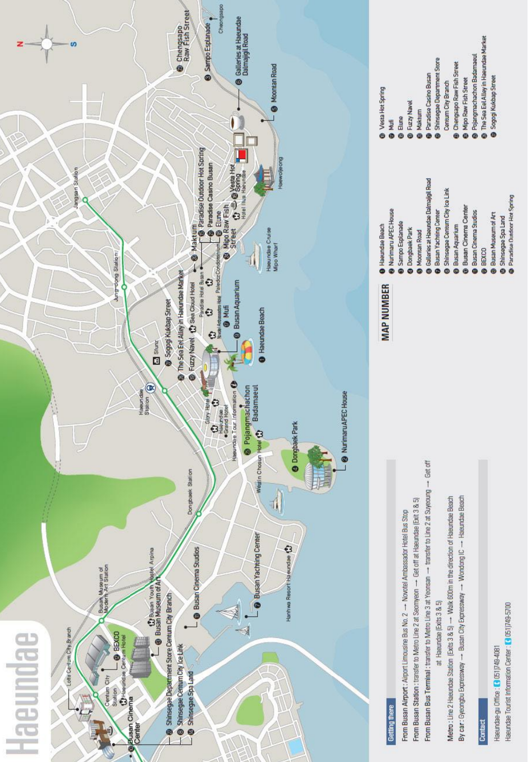# Haeundae

## MAP NUMBER

1. Haeundae Beach
2. Nurimaru APEC House
3. Sampo Esplanade
4. Dongbaek Park
5. Moontan Road
6. Galleries at Haeundae Dalmaji​gil Road
7. Busan Yachting Center
8. Shinsegae Centum City Ice Link
9. Busan Aquarium
10. Busan Cinema Center
11. Busan Cinema Studios
12. BEXCO
13. Busan Museum of Art
14. Shinsegae Spa Land
15. Paradise Outdoor Hot Spring
16. Vesta Hot Spring
17. Mufi
18. Elune
19. Fuzzy Navel
20. Maktum
21. Paradise Casino Busan
22. Shinsegae Department Store Centum City Branch
23. Chengsapo Raw Fish Street
24. Mipo Raw Fish Street
25. Pojangmachachon Badamaeul
26. The Sea Eel Alley in Haeundae Market
27. Sogogi Kukbap Street

## Getting there

From Busan Airport : Airport Limousine Bus No. 2 → Novotel Ambassador Hotel Bus Stop

From Busan Station : transfer to Metro Line 2 at Seomyeon → Get off at Haeundae (Exit 3 & 5)

From Busan Bus Terminal : transfer to Metro Line 3 at Yeonsan → transfer to Line 2 at Suyeong → Get off at Haeundae (Exits 3 & 5)

Metro : Line 2 Haeundae Station (Exits 3 & 5) → Walk 600m in the direction of Haeundae Beach

By car : Gyeongbu Expressway → Busan City Expressway → Wondong IC → Haeundae Beach

## Contact

Haeundae-gu Office : (051)749-4081

Haeundae Tourist Information Center : (051)749-5700